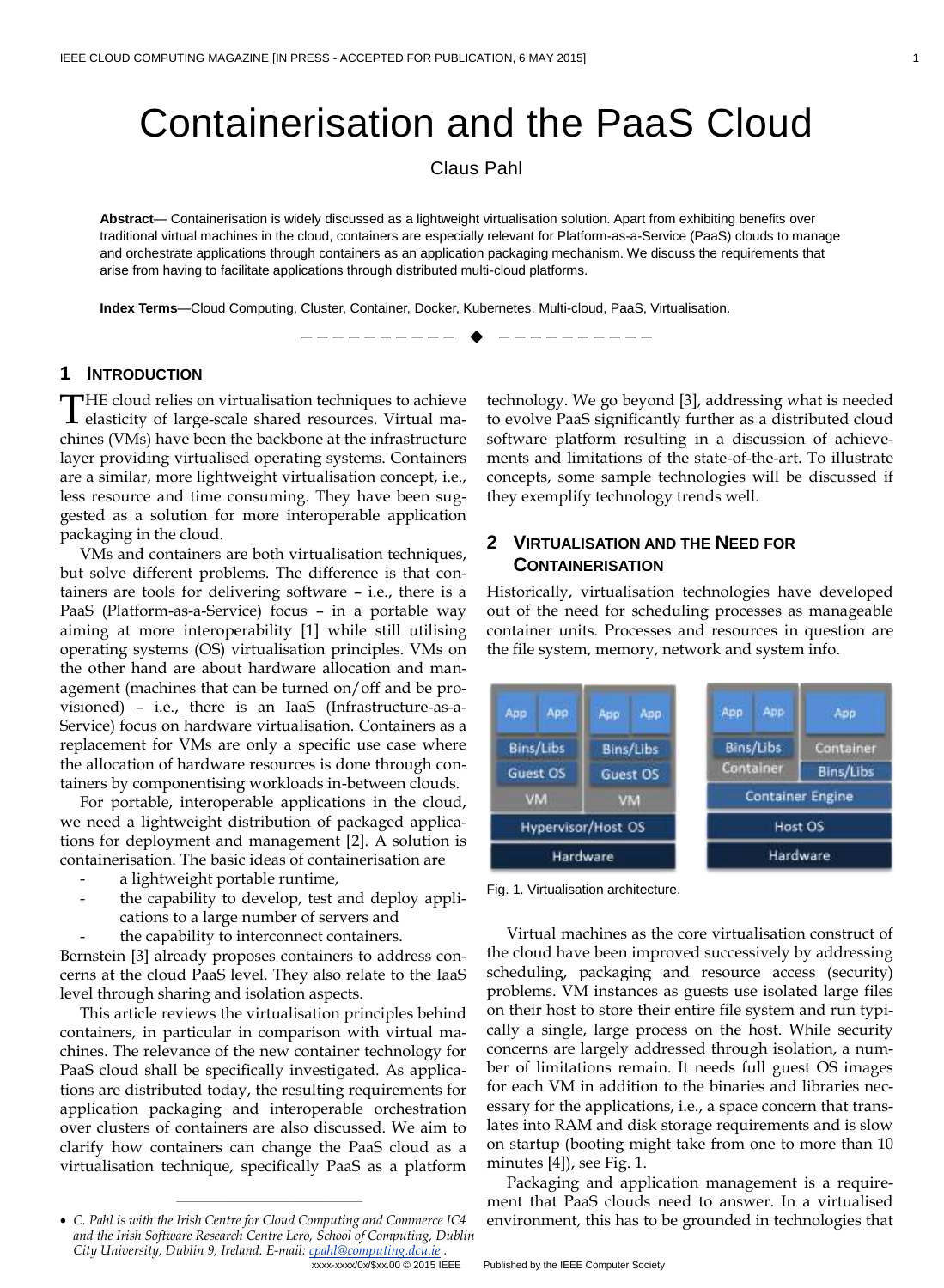# Containerisation and the PaaS Cloud

Claus Pahl

**Abstract**— Containerisation is widely discussed as a lightweight virtualisation solution. Apart from exhibiting benefits over traditional virtual machines in the cloud, containers are especially relevant for Platform-as-a-Service (PaaS) clouds to manage and orchestrate applications through containers as an application packaging mechanism. We discuss the requirements that arise from having to facilitate applications through distributed multi-cloud platforms.

**Index Terms**—Cloud Computing, Cluster, Container, Docker, Kubernetes, Multi-cloud, PaaS, Virtualisation.

## 1 Introduction

THE cloud relies on virtualisation techniques to achieve elasticity of large-scale shared resources. Virtual machines (VMs) have been the backbone at the infrastructure layer providing virtualised operating systems. Containers are a similar, more lightweight virtualisation concept, i.e., less resource and time consuming. They have been suggested as a solution for more interoperable application packaging in the cloud.

VMs and containers are both virtualisation techniques, but solve different problems. The difference is that containers are tools for delivering software – i.e., there is a PaaS (Platform-as-a-Service) focus – in a portable way aiming at more interoperability [1] while still utilising operating systems (OS) virtualisation principles. VMs on the other hand are about hardware allocation and management (machines that can be turned on/off and be provisioned) – i.e., there is an IaaS (Infrastructure-as-a-Service) focus on hardware virtualisation. Containers as a replacement for VMs are only a specific use case where the allocation of hardware resources is done through containers by componentising workloads in-between clouds.

For portable, interoperable applications in the cloud, we need a lightweight distribution of packaged applications for deployment and management [2]. A solution is containerisation. The basic ideas of containerisation are

- a lightweight portable runtime,
- the capability to develop, test and deploy applications to a large number of servers and
- the capability to interconnect containers.

Bernstein [3] already proposes containers to address concerns at the cloud PaaS level. They also relate to the IaaS level through sharing and isolation aspects.

This article reviews the virtualisation principles behind containers, in particular in comparison with virtual machines. The relevance of the new container technology for PaaS cloud shall be specifically investigated. As applications are distributed today, the resulting requirements for application packaging and interoperable orchestration over clusters of containers are also discussed. We aim to clarify how containers can change the PaaS cloud as a virtualisation technique, specifically PaaS as a platform technology. We go beyond [3], addressing what is needed to evolve PaaS significantly further as a distributed cloud software platform resulting in a discussion of achievements and limitations of the state-of-the-art. To illustrate concepts, some sample technologies will be discussed if they exemplify technology trends well.

## 2 Virtualisation and the Need for Containerisation

Historically, virtualisation technologies have developed out of the need for scheduling processes as manageable container units. Processes and resources in question are the file system, memory, network and system info.

| App | App | App | App |
|---|---|---|---|
| Bins/Libs | | Bins/Libs | |
| Guest OS | | Guest OS | |
| VM | | VM | |
| Hypervisor/Host OS | | | |
| Hardware | | | |

| App | App | App |
|---|---|---|
| Bins/Libs | | Container |
| Container | | Bins/Libs |
| Container Engine | | |
| Host OS | | |
| Hardware | | |

Fig. 1. Virtualisation architecture.

Virtual machines as the core virtualisation construct of the cloud have been improved successively by addressing scheduling, packaging and resource access (security) problems. VM instances as guests use isolated large files on their host to store their entire file system and run typically a single, large process on the host. While security concerns are largely addressed through isolation, a number of limitations remain. It needs full guest OS images for each VM in addition to the binaries and libraries necessary for the applications, i.e., a space concern that translates into RAM and disk storage requirements and is slow on startup (booting might take from one to more than 10 minutes [4]), see Fig. 1.

Packaging and application management is a requirement that PaaS clouds need to answer. In a virtualised environment, this has to be grounded in technologies that

- *C. Pahl is with the Irish Centre for Cloud Computing and Commerce IC4 and the Irish Software Research Centre Lero, School of Computing, Dublin City University, Dublin 9, Ireland. E-mail: cpahl@computing.dcu.ie .*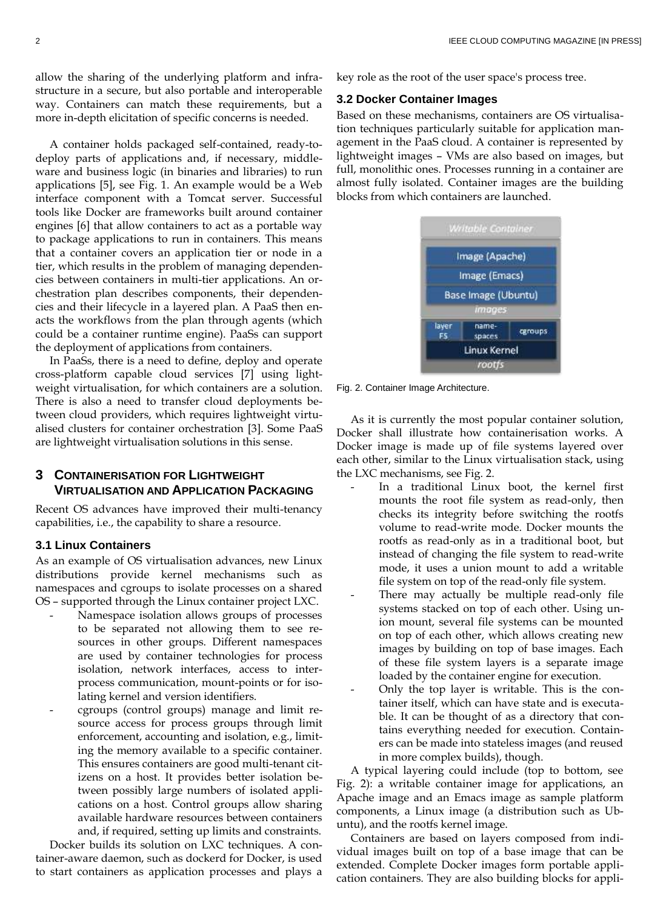allow the sharing of the underlying platform and infrastructure in a secure, but also portable and interoperable way. Containers can match these requirements, but a more in-depth elicitation of specific concerns is needed.

A container holds packaged self-contained, ready-to-deploy parts of applications and, if necessary, middleware and business logic (in binaries and libraries) to run applications [5], see Fig. 1. An example would be a Web interface component with a Tomcat server. Successful tools like Docker are frameworks built around container engines [6] that allow containers to act as a portable way to package applications to run in containers. This means that a container covers an application tier or node in a tier, which results in the problem of managing dependencies between containers in multi-tier applications. An orchestration plan describes components, their dependencies and their lifecycle in a layered plan. A PaaS then enacts the workflows from the plan through agents (which could be a container runtime engine). PaaSs can support the deployment of applications from containers.

In PaaSs, there is a need to define, deploy and operate cross-platform capable cloud services [7] using lightweight virtualisation, for which containers are a solution. There is also a need to transfer cloud deployments between cloud providers, which requires lightweight virtualised clusters for container orchestration [3]. Some PaaS are lightweight virtualisation solutions in this sense.

## 3 Containerisation for Lightweight Virtualisation and Application Packaging

Recent OS advances have improved their multi-tenancy capabilities, i.e., the capability to share a resource.

### 3.1 Linux Containers

As an example of OS virtualisation advances, new Linux distributions provide kernel mechanisms such as namespaces and cgroups to isolate processes on a shared OS – supported through the Linux container project LXC.

- Namespace isolation allows groups of processes to be separated not allowing them to see resources in other groups. Different namespaces are used by container technologies for process isolation, network interfaces, access to inter-process communication, mount-points or for isolating kernel and version identifiers.
- cgroups (control groups) manage and limit resource access for process groups through limit enforcement, accounting and isolation, e.g., limiting the memory available to a specific container. This ensures containers are good multi-tenant citizens on a host. It provides better isolation between possibly large numbers of isolated applications on a host. Control groups allow sharing available hardware resources between containers and, if required, setting up limits and constraints.

Docker builds its solution on LXC techniques. A container-aware daemon, such as dockerd for Docker, is used to start containers as application processes and plays a key role as the root of the user space's process tree.

### 3.2 Docker Container Images

Based on these mechanisms, containers are OS virtualisation techniques particularly suitable for application management in the PaaS cloud. A container is represented by lightweight images – VMs are also based on images, but full, monolithic ones. Processes running in a container are almost fully isolated. Container images are the building blocks from which containers are launched.

Fig. 2. Container Image Architecture.

As it is currently the most popular container solution, Docker shall illustrate how containerisation works. A Docker image is made up of file systems layered over each other, similar to the Linux virtualisation stack, using the LXC mechanisms, see Fig. 2.

- In a traditional Linux boot, the kernel first mounts the root file system as read-only, then checks its integrity before switching the rootfs volume to read-write mode. Docker mounts the rootfs as read-only as in a traditional boot, but instead of changing the file system to read-write mode, it uses a union mount to add a writable file system on top of the read-only file system.
- There may actually be multiple read-only file systems stacked on top of each other. Using union mount, several file systems can be mounted on top of each other, which allows creating new images by building on top of base images. Each of these file system layers is a separate image loaded by the container engine for execution.
- Only the top layer is writable. This is the container itself, which can have state and is executable. It can be thought of as a directory that contains everything needed for execution. Containers can be made into stateless images (and reused in more complex builds), though.

A typical layering could include (top to bottom, see Fig. 2): a writable container image for applications, an Apache image and an Emacs image as sample platform components, a Linux image (a distribution such as Ubuntu), and the rootfs kernel image.

Containers are based on layers composed from individual images built on top of a base image that can be extended. Complete Docker images form portable application containers. They are also building blocks for appli-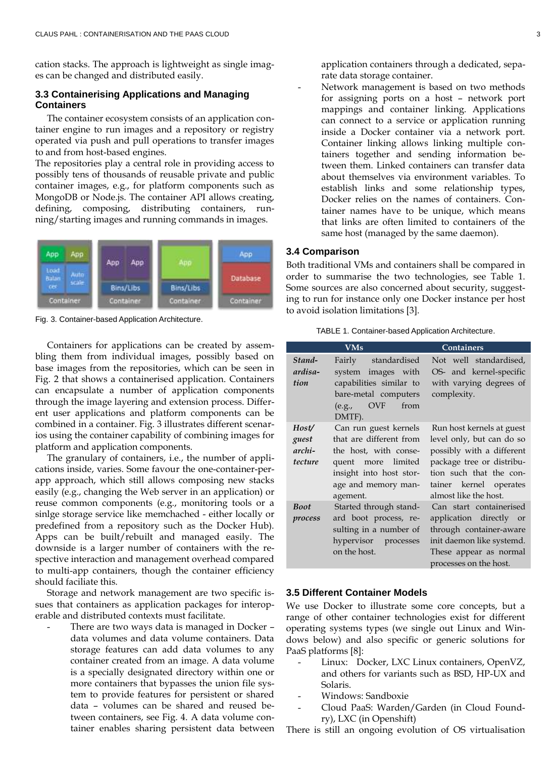cation stacks. The approach is lightweight as single images can be changed and distributed easily.

### 3.3 Containerising Applications and Managing Containers

The container ecosystem consists of an application container engine to run images and a repository or registry operated via push and pull operations to transfer images to and from host-based engines.

The repositories play a central role in providing access to possibly tens of thousands of reusable private and public container images, e.g., for platform components such as MongoDB or Node.js. The container API allows creating, defining, composing, distributing containers, running/starting images and running commands in images.

Fig. 3. Container-based Application Architecture.

Containers for applications can be created by assembling them from individual images, possibly based on base images from the repositories, which can be seen in Fig. 2 that shows a containerised application. Containers can encapsulate a number of application components through the image layering and extension process. Different user applications and platform components can be combined in a container. Fig. 3 illustrates different scenarios using the container capability of combining images for platform and application components.

The granularity of containers, i.e., the number of applications inside, varies. Some favour the one-container-per-app approach, which still allows composing new stacks easily (e.g., changing the Web server in an application) or reuse common components (e.g., monitoring tools or a sinlge storage service like memchached - either locally or predefined from a repository such as the Docker Hub). Apps can be built/rebuilt and managed easily. The downside is a larger number of containers with the respective interaction and management overhead compared to multi-app containers, though the container efficiency should faciliate this.

Storage and network management are two specific issues that containers as application packages for interoperable and distributed contexts must facilitate.

- There are two ways data is managed in Docker – data volumes and data volume containers. Data storage features can add data volumes to any container created from an image. A data volume is a specially designated directory within one or more containers that bypasses the union file system to provide features for persistent or shared data – volumes can be shared and reused between containers, see Fig. 4. A data volume container enables sharing persistent data between application containers through a dedicated, separate data storage container.
- Network management is based on two methods for assigning ports on a host – network port mappings and container linking. Applications can connect to a service or application running inside a Docker container via a network port. Container linking allows linking multiple containers together and sending information between them. Linked containers can transfer data about themselves via environment variables. To establish links and some relationship types, Docker relies on the names of containers. Container names have to be unique, which means that links are often limited to containers of the same host (managed by the same daemon).

### 3.4 Comparison

Both traditional VMs and containers shall be compared in order to summarise the two technologies, see Table 1. Some sources are also concerned about security, suggesting to run for instance only one Docker instance per host to avoid isolation limitations [3].

TABLE 1. Container-based Application Architecture.

| | VMs | Containers |
|---|---|---|
| *Standardisation* | Fairly standardised system images with capabilities similar to bare-metal computers (e.g., OVF from DMTF). | Not well standardised, OS- and kernel-specific with varying degrees of complexity. |
| *Host/ guest architecture* | Can run guest kernels that are different from the host, with consequent more limited insight into host storage and memory management. | Run host kernels at guest level only, but can do so possibly with a different package tree or distribution such that the container kernel operates almost like the host. |
| *Boot process* | Started through standard boot process, resulting in a number of hypervisor processes on the host. | Can start containerised application directly or through container-aware init daemon like systemd. These appear as normal processes on the host. |

### 3.5 Different Container Models

We use Docker to illustrate some core concepts, but a range of other container technologies exist for different operating systems types (we single out Linux and Windows below) and also specific or generic solutions for PaaS platforms [8]:

- Linux: Docker, LXC Linux containers, OpenVZ, and others for variants such as BSD, HP-UX and Solaris.
- Windows: Sandboxie
- Cloud PaaS: Warden/Garden (in Cloud Foundry), LXC (in Openshift)

There is still an ongoing evolution of OS virtualisation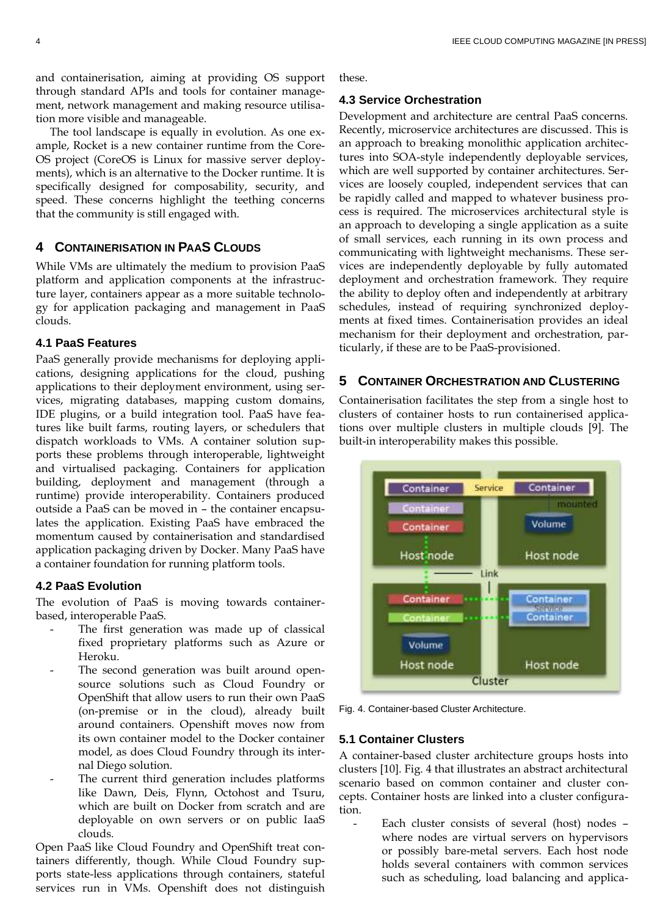and containerisation, aiming at providing OS support through standard APIs and tools for container management, network management and making resource utilisation more visible and manageable.

The tool landscape is equally in evolution. As one example, Rocket is a new container runtime from the CoreOS project (CoreOS is Linux for massive server deployments), which is an alternative to the Docker runtime. It is specifically designed for composability, security, and speed. These concerns highlight the teething concerns that the community is still engaged with.

## 4 Containerisation in PaaS Clouds

While VMs are ultimately the medium to provision PaaS platform and application components at the infrastructure layer, containers appear as a more suitable technology for application packaging and management in PaaS clouds.

### 4.1 PaaS Features

PaaS generally provide mechanisms for deploying applications, designing applications for the cloud, pushing applications to their deployment environment, using services, migrating databases, mapping custom domains, IDE plugins, or a build integration tool. PaaS have features like built farms, routing layers, or schedulers that dispatch workloads to VMs. A container solution supports these problems through interoperable, lightweight and virtualised packaging. Containers for application building, deployment and management (through a runtime) provide interoperability. Containers produced outside a PaaS can be moved in – the container encapsulates the application. Existing PaaS have embraced the momentum caused by containerisation and standardised application packaging driven by Docker. Many PaaS have a container foundation for running platform tools.

### 4.2 PaaS Evolution

The evolution of PaaS is moving towards container-based, interoperable PaaS.

- The first generation was made up of classical fixed proprietary platforms such as Azure or Heroku.
- The second generation was built around open-source solutions such as Cloud Foundry or OpenShift that allow users to run their own PaaS (on-premise or in the cloud), already built around containers. Openshift moves now from its own container model to the Docker container model, as does Cloud Foundry through its internal Diego solution.
- The current third generation includes platforms like Dawn, Deis, Flynn, Octohost and Tsuru, which are built on Docker from scratch and are deployable on own servers or on public IaaS clouds.

Open PaaS like Cloud Foundry and OpenShift treat containers differently, though. While Cloud Foundry supports state-less applications through containers, stateful services run in VMs. Openshift does not distinguish these.

### 4.3 Service Orchestration

Development and architecture are central PaaS concerns. Recently, microservice architectures are discussed. This is an approach to breaking monolithic application architectures into SOA-style independently deployable services, which are well supported by container architectures. Services are loosely coupled, independent services that can be rapidly called and mapped to whatever business process is required. The microservices architectural style is an approach to developing a single application as a suite of small services, each running in its own process and communicating with lightweight mechanisms. These services are independently deployable by fully automated deployment and orchestration framework. They require the ability to deploy often and independently at arbitrary schedules, instead of requiring synchronized deployments at fixed times. Containerisation provides an ideal mechanism for their deployment and orchestration, particularly, if these are to be PaaS-provisioned.

## 5 Container Orchestration and Clustering

Containerisation facilitates the step from a single host to clusters of container hosts to run containerised applications over multiple clusters in multiple clouds [9]. The built-in interoperability makes this possible.

Fig. 4. Container-based Cluster Architecture.

### 5.1 Container Clusters

A container-based cluster architecture groups hosts into clusters [10]. Fig. 4 that illustrates an abstract architectural scenario based on common container and cluster concepts. Container hosts are linked into a cluster configuration.

- Each cluster consists of several (host) nodes – where nodes are virtual servers on hypervisors or possibly bare-metal servers. Each host node holds several containers with common services such as scheduling, load balancing and applica-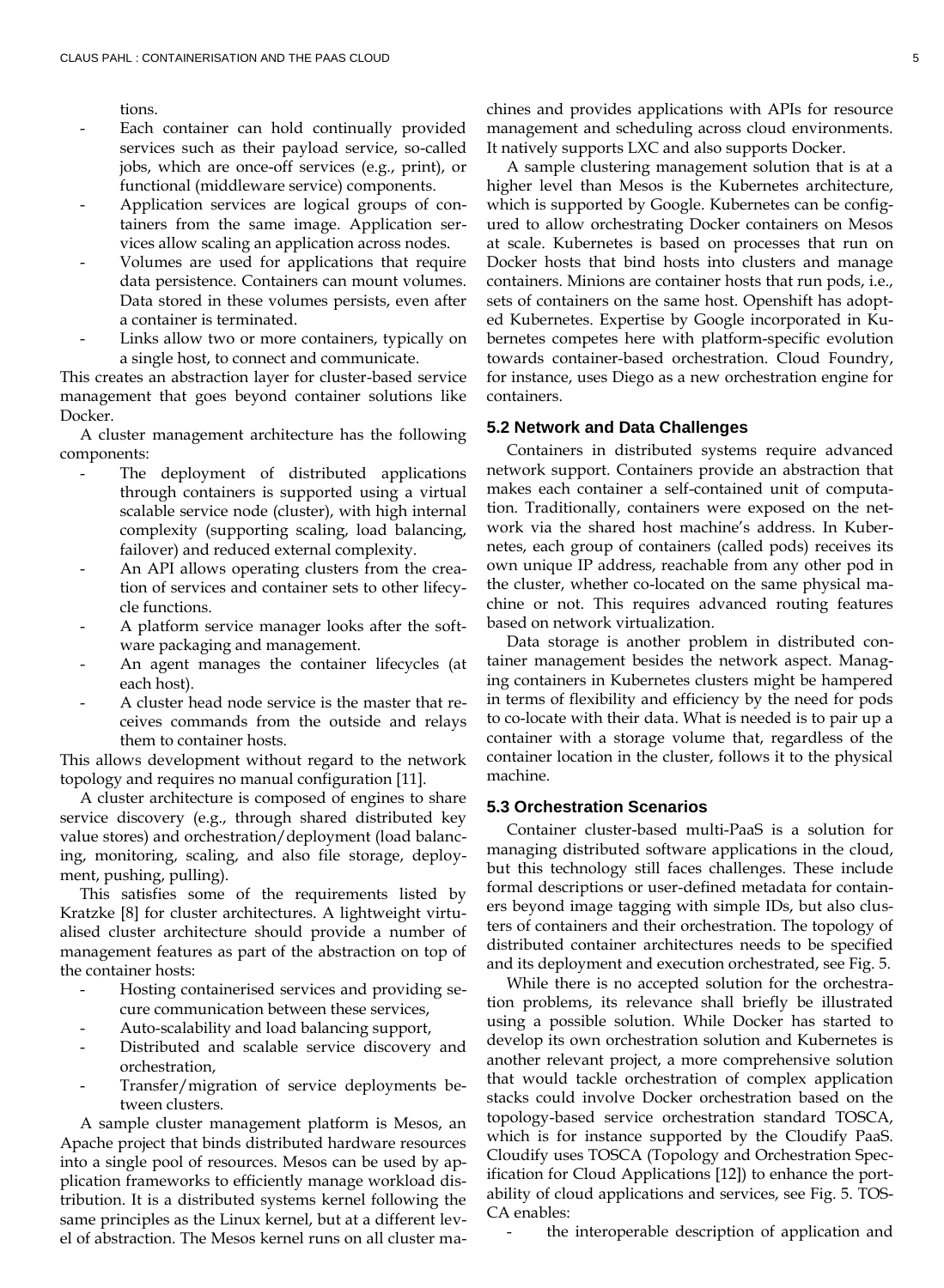tions.

- Each container can hold continually provided services such as their payload service, so-called jobs, which are once-off services (e.g., print), or functional (middleware service) components.
- Application services are logical groups of containers from the same image. Application services allow scaling an application across nodes.
- Volumes are used for applications that require data persistence. Containers can mount volumes. Data stored in these volumes persists, even after a container is terminated.
- Links allow two or more containers, typically on a single host, to connect and communicate.

This creates an abstraction layer for cluster-based service management that goes beyond container solutions like Docker.

A cluster management architecture has the following components:

- The deployment of distributed applications through containers is supported using a virtual scalable service node (cluster), with high internal complexity (supporting scaling, load balancing, failover) and reduced external complexity.
- An API allows operating clusters from the creation of services and container sets to other lifecycle functions.
- A platform service manager looks after the software packaging and management.
- An agent manages the container lifecycles (at each host).
- A cluster head node service is the master that receives commands from the outside and relays them to container hosts.

This allows development without regard to the network topology and requires no manual configuration [11].

A cluster architecture is composed of engines to share service discovery (e.g., through shared distributed key value stores) and orchestration/deployment (load balancing, monitoring, scaling, and also file storage, deployment, pushing, pulling).

This satisfies some of the requirements listed by Kratzke [8] for cluster architectures. A lightweight virtualised cluster architecture should provide a number of management features as part of the abstraction on top of the container hosts:

- Hosting containerised services and providing secure communication between these services,
- Auto-scalability and load balancing support,
- Distributed and scalable service discovery and orchestration,
- Transfer/migration of service deployments between clusters.

A sample cluster management platform is Mesos, an Apache project that binds distributed hardware resources into a single pool of resources. Mesos can be used by application frameworks to efficiently manage workload distribution. It is a distributed systems kernel following the same principles as the Linux kernel, but at a different level of abstraction. The Mesos kernel runs on all cluster machines and provides applications with APIs for resource management and scheduling across cloud environments. It natively supports LXC and also supports Docker.

A sample clustering management solution that is at a higher level than Mesos is the Kubernetes architecture, which is supported by Google. Kubernetes can be configured to allow orchestrating Docker containers on Mesos at scale. Kubernetes is based on processes that run on Docker hosts that bind hosts into clusters and manage containers. Minions are container hosts that run pods, i.e., sets of containers on the same host. Openshift has adopted Kubernetes. Expertise by Google incorporated in Kubernetes competes here with platform-specific evolution towards container-based orchestration. Cloud Foundry, for instance, uses Diego as a new orchestration engine for containers.

### 5.2 Network and Data Challenges

Containers in distributed systems require advanced network support. Containers provide an abstraction that makes each container a self-contained unit of computation. Traditionally, containers were exposed on the network via the shared host machine's address. In Kubernetes, each group of containers (called pods) receives its own unique IP address, reachable from any other pod in the cluster, whether co-located on the same physical machine or not. This requires advanced routing features based on network virtualization.

Data storage is another problem in distributed container management besides the network aspect. Managing containers in Kubernetes clusters might be hampered in terms of flexibility and efficiency by the need for pods to co-locate with their data. What is needed is to pair up a container with a storage volume that, regardless of the container location in the cluster, follows it to the physical machine.

### 5.3 Orchestration Scenarios

Container cluster-based multi-PaaS is a solution for managing distributed software applications in the cloud, but this technology still faces challenges. These include formal descriptions or user-defined metadata for containers beyond image tagging with simple IDs, but also clusters of containers and their orchestration. The topology of distributed container architectures needs to be specified and its deployment and execution orchestrated, see Fig. 5.

While there is no accepted solution for the orchestration problems, its relevance shall briefly be illustrated using a possible solution. While Docker has started to develop its own orchestration solution and Kubernetes is another relevant project, a more comprehensive solution that would tackle orchestration of complex application stacks could involve Docker orchestration based on the topology-based service orchestration standard TOSCA, which is for instance supported by the Cloudify PaaS. Cloudify uses TOSCA (Topology and Orchestration Specification for Cloud Applications [12]) to enhance the portability of cloud applications and services, see Fig. 5. TOSCA enables:

- the interoperable description of application and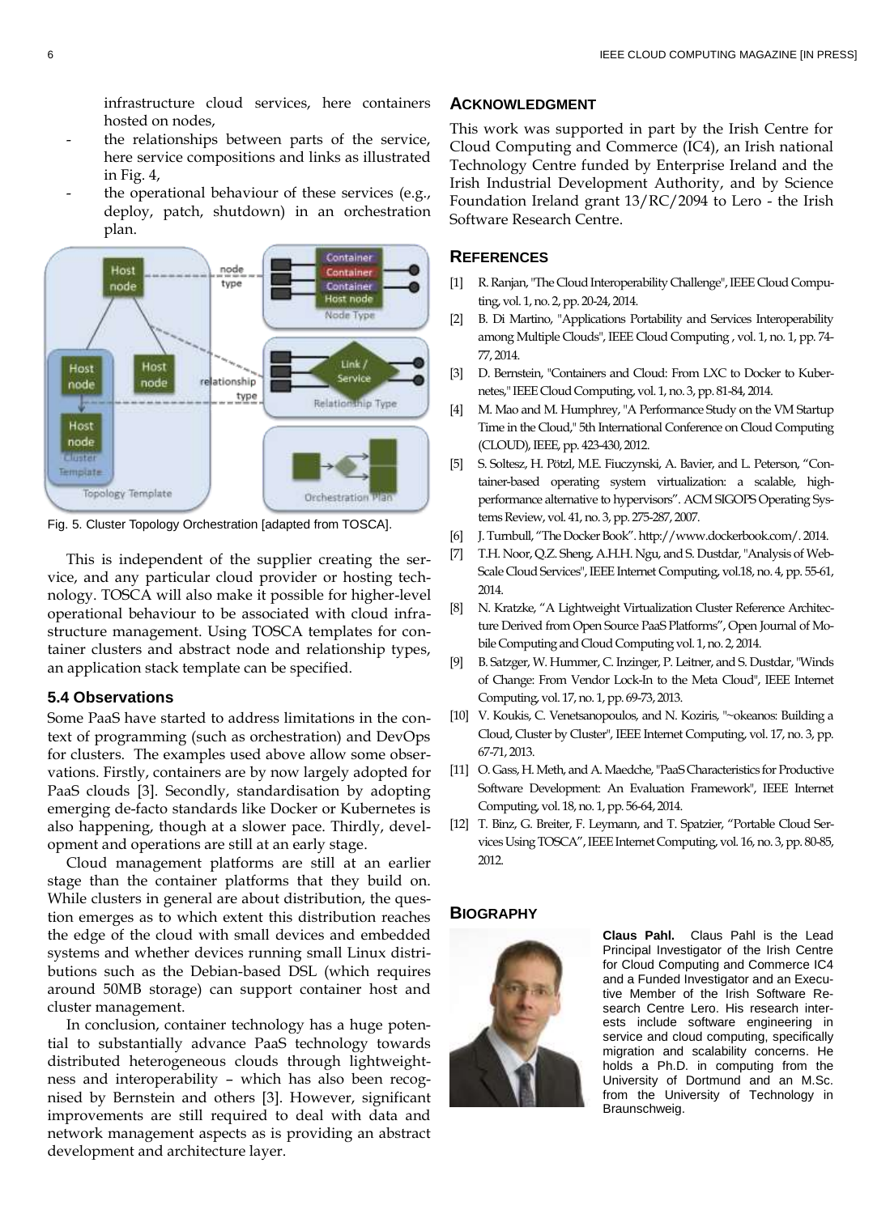infrastructure cloud services, here containers hosted on nodes,

- the relationships between parts of the service, here service compositions and links as illustrated in Fig. 4,
- the operational behaviour of these services (e.g., deploy, patch, shutdown) in an orchestration plan.

Host node
node type
Container
Container
Container
Host node
Node Type
Host node
Host node
relationship type
Link / Service
Relationship Type
Host node
Cluster Template
Topology Template
Orchestration Plan

Fig. 5. Cluster Topology Orchestration [adapted from TOSCA].

This is independent of the supplier creating the service, and any particular cloud provider or hosting technology. TOSCA will also make it possible for higher-level operational behaviour to be associated with cloud infrastructure management. Using TOSCA templates for container clusters and abstract node and relationship types, an application stack template can be specified.

### 5.4 Observations

Some PaaS have started to address limitations in the context of programming (such as orchestration) and DevOps for clusters. The examples used above allow some observations. Firstly, containers are by now largely adopted for PaaS clouds [3]. Secondly, standardisation by adopting emerging de-facto standards like Docker or Kubernetes is also happening, though at a slower pace. Thirdly, development and operations are still at an early stage.

Cloud management platforms are still at an earlier stage than the container platforms that they build on. While clusters in general are about distribution, the question emerges as to which extent this distribution reaches the edge of the cloud with small devices and embedded systems and whether devices running small Linux distributions such as the Debian-based DSL (which requires around 50MB storage) can support container host and cluster management.

In conclusion, container technology has a huge potential to substantially advance PaaS technology towards distributed heterogeneous clouds through lightweightness and interoperability – which has also been recognised by Bernstein and others [3]. However, significant improvements are still required to deal with data and network management aspects as is providing an abstract development and architecture layer.

## Acknowledgment

This work was supported in part by the Irish Centre for Cloud Computing and Commerce (IC4), an Irish national Technology Centre funded by Enterprise Ireland and the Irish Industrial Development Authority, and by Science Foundation Ireland grant 13/RC/2094 to Lero - the Irish Software Research Centre.

## References

[1] R. Ranjan, "The Cloud Interoperability Challenge", IEEE Cloud Computing, vol. 1, no. 2, pp. 20-24, 2014.

[2] B. Di Martino, "Applications Portability and Services Interoperability among Multiple Clouds", IEEE Cloud Computing , vol. 1, no. 1, pp. 74-77, 2014.

[3] D. Bernstein, "Containers and Cloud: From LXC to Docker to Kubernetes," IEEE Cloud Computing, vol. 1, no. 3, pp. 81-84, 2014.

[4] M. Mao and M. Humphrey, "A Performance Study on the VM Startup Time in the Cloud," 5th International Conference on Cloud Computing (CLOUD), IEEE, pp. 423-430, 2012.

[5] S. Soltesz, H. Pötzl, M.E. Fiuczynski, A. Bavier, and L. Peterson, "Container-based operating system virtualization: a scalable, high-performance alternative to hypervisors". ACM SIGOPS Operating Systems Review, vol. 41, no. 3, pp. 275-287, 2007.

[6] J. Turnbull, "The Docker Book". http://www.dockerbook.com/. 2014.

[7] T.H. Noor, Q.Z. Sheng, A.H.H. Ngu, and S. Dustdar, "Analysis of Web-Scale Cloud Services", IEEE Internet Computing, vol.18, no. 4, pp. 55-61, 2014.

[8] N. Kratzke, "A Lightweight Virtualization Cluster Reference Architecture Derived from Open Source PaaS Platforms", Open Journal of Mobile Computing and Cloud Computing vol. 1, no. 2, 2014.

[9] B. Satzger, W. Hummer, C. Inzinger, P. Leitner, and S. Dustdar, "Winds of Change: From Vendor Lock-In to the Meta Cloud", IEEE Internet Computing, vol. 17, no. 1, pp. 69-73, 2013.

[10] V. Koukis, C. Venetsanopoulos, and N. Koziris, "~okeanos: Building a Cloud, Cluster by Cluster", IEEE Internet Computing, vol. 17, no. 3, pp. 67-71, 2013.

[11] O. Gass, H. Meth, and A. Maedche, "PaaS Characteristics for Productive Software Development: An Evaluation Framework", IEEE Internet Computing, vol. 18, no. 1, pp. 56-64, 2014.

[12] T. Binz, G. Breiter, F. Leymann, and T. Spatzier, "Portable Cloud Services Using TOSCA", IEEE Internet Computing, vol. 16, no. 3, pp. 80-85, 2012.

## Biography

**Claus Pahl.** Claus Pahl is the Lead Principal Investigator of the Irish Centre for Cloud Computing and Commerce IC4 and a Funded Investigator and an Executive Member of the Irish Software Research Centre Lero. His research interests include software engineering in service and cloud computing, specifically migration and scalability concerns. He holds a Ph.D. in computing from the University of Dortmund and an M.Sc. from the University of Technology in Braunschweig.